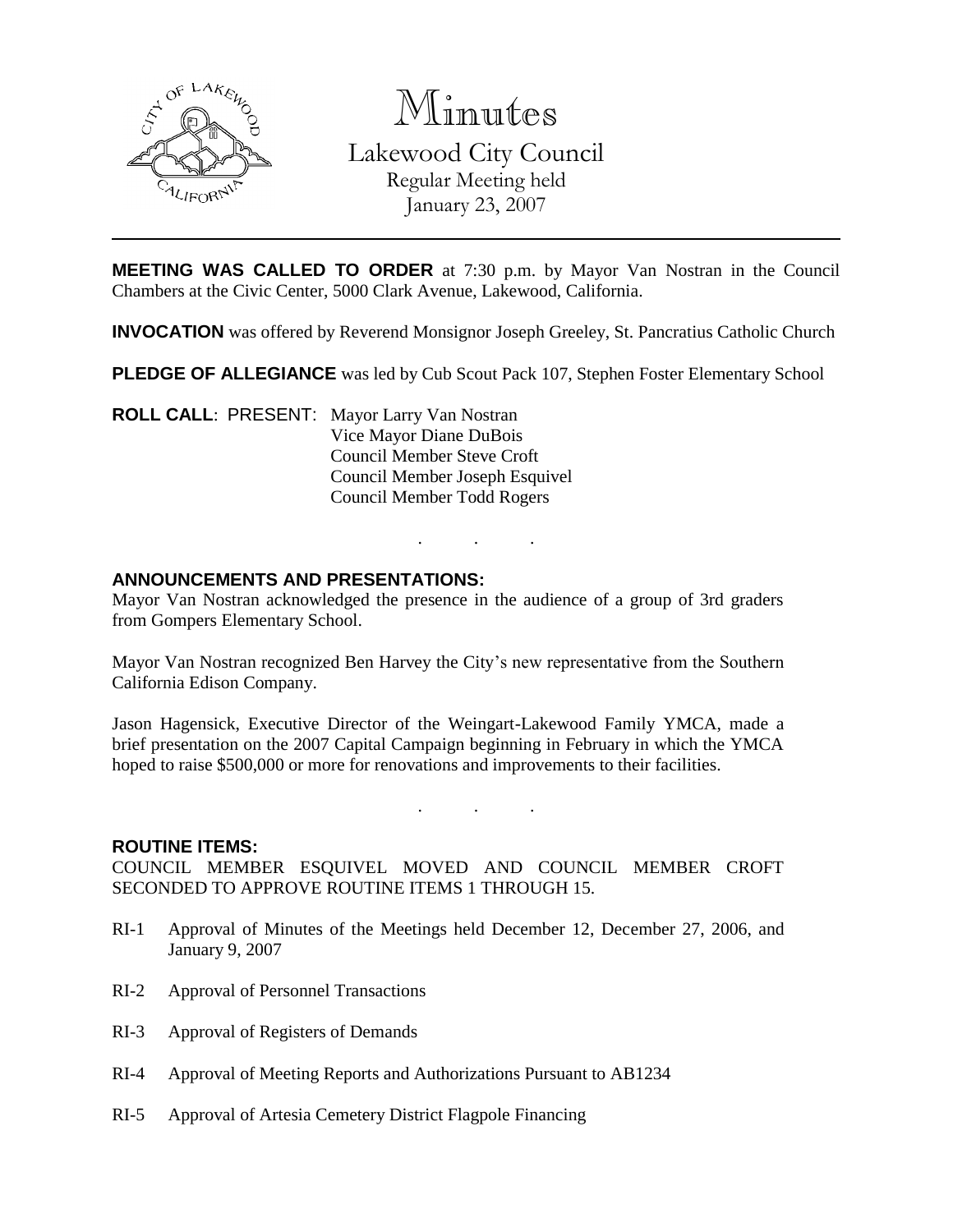# Minutes

Lakewood City Council
Regular Meeting held
January 23, 2007

**MEETING WAS CALLED TO ORDER** at 7:30 p.m. by Mayor Van Nostran in the Council Chambers at the Civic Center, 5000 Clark Avenue, Lakewood, California.

**INVOCATION** was offered by Reverend Monsignor Joseph Greeley, St. Pancratius Catholic Church

**PLEDGE OF ALLEGIANCE** was led by Cub Scout Pack 107, Stephen Foster Elementary School

**ROLL CALL**: PRESENT: Mayor Larry Van Nostran
Vice Mayor Diane DuBois
Council Member Steve Croft
Council Member Joseph Esquivel
Council Member Todd Rogers

. . .

**ANNOUNCEMENTS AND PRESENTATIONS:**

Mayor Van Nostran acknowledged the presence in the audience of a group of 3rd graders from Gompers Elementary School.

Mayor Van Nostran recognized Ben Harvey the City's new representative from the Southern California Edison Company.

Jason Hagensick, Executive Director of the Weingart-Lakewood Family YMCA, made a brief presentation on the 2007 Capital Campaign beginning in February in which the YMCA hoped to raise $500,000 or more for renovations and improvements to their facilities.

. . .

**ROUTINE ITEMS:**

COUNCIL MEMBER ESQUIVEL MOVED AND COUNCIL MEMBER CROFT SECONDED TO APPROVE ROUTINE ITEMS 1 THROUGH 15.

RI-1 Approval of Minutes of the Meetings held December 12, December 27, 2006, and January 9, 2007

RI-2 Approval of Personnel Transactions

RI-3 Approval of Registers of Demands

RI-4 Approval of Meeting Reports and Authorizations Pursuant to AB1234

RI-5 Approval of Artesia Cemetery District Flagpole Financing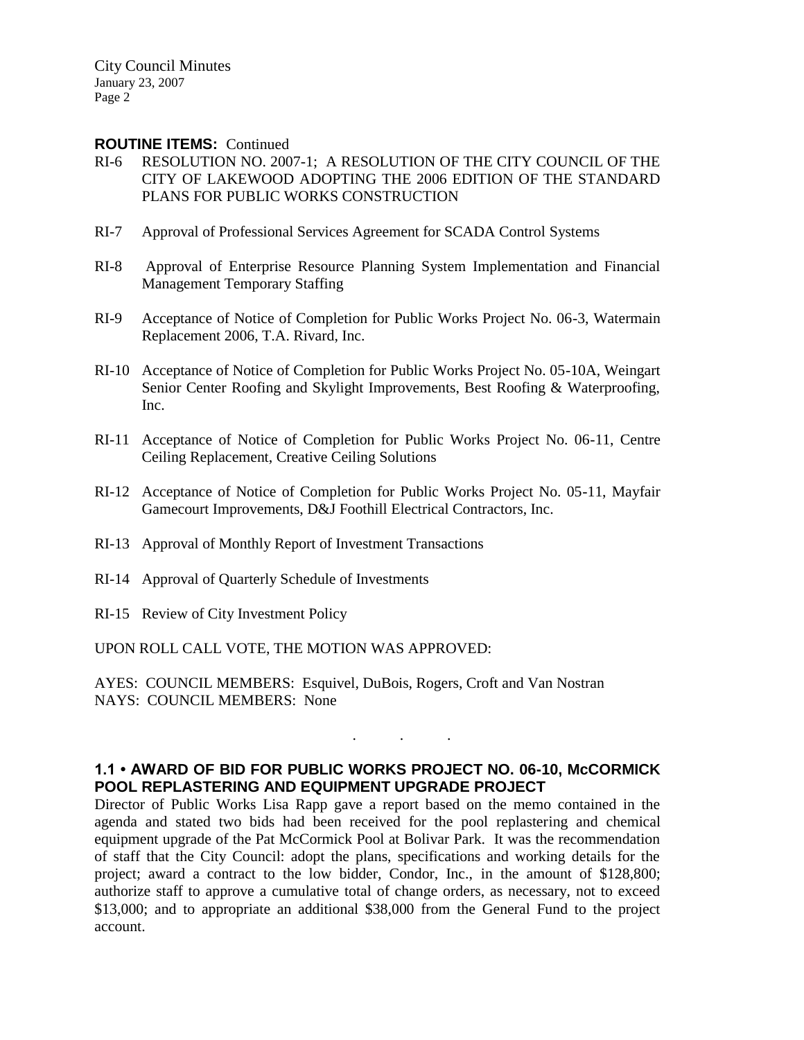**ROUTINE ITEMS:** Continued

RI-6 RESOLUTION NO. 2007-1; A RESOLUTION OF THE CITY COUNCIL OF THE CITY OF LAKEWOOD ADOPTING THE 2006 EDITION OF THE STANDARD PLANS FOR PUBLIC WORKS CONSTRUCTION

RI-7 Approval of Professional Services Agreement for SCADA Control Systems

RI-8 Approval of Enterprise Resource Planning System Implementation and Financial Management Temporary Staffing

RI-9 Acceptance of Notice of Completion for Public Works Project No. 06-3, Watermain Replacement 2006, T.A. Rivard, Inc.

RI-10 Acceptance of Notice of Completion for Public Works Project No. 05-10A, Weingart Senior Center Roofing and Skylight Improvements, Best Roofing & Waterproofing, Inc.

RI-11 Acceptance of Notice of Completion for Public Works Project No. 06-11, Centre Ceiling Replacement, Creative Ceiling Solutions

RI-12 Acceptance of Notice of Completion for Public Works Project No. 05-11, Mayfair Gamecourt Improvements, D&J Foothill Electrical Contractors, Inc.

RI-13 Approval of Monthly Report of Investment Transactions

RI-14 Approval of Quarterly Schedule of Investments

RI-15 Review of City Investment Policy

UPON ROLL CALL VOTE, THE MOTION WAS APPROVED:

AYES: COUNCIL MEMBERS: Esquivel, DuBois, Rogers, Croft and Van Nostran
NAYS: COUNCIL MEMBERS: None

. . .

**1.1 • AWARD OF BID FOR PUBLIC WORKS PROJECT NO. 06-10, McCORMICK POOL REPLASTERING AND EQUIPMENT UPGRADE PROJECT**

Director of Public Works Lisa Rapp gave a report based on the memo contained in the agenda and stated two bids had been received for the pool replastering and chemical equipment upgrade of the Pat McCormick Pool at Bolivar Park. It was the recommendation of staff that the City Council: adopt the plans, specifications and working details for the project; award a contract to the low bidder, Condor, Inc., in the amount of $128,800; authorize staff to approve a cumulative total of change orders, as necessary, not to exceed $13,000; and to appropriate an additional $38,000 from the General Fund to the project account.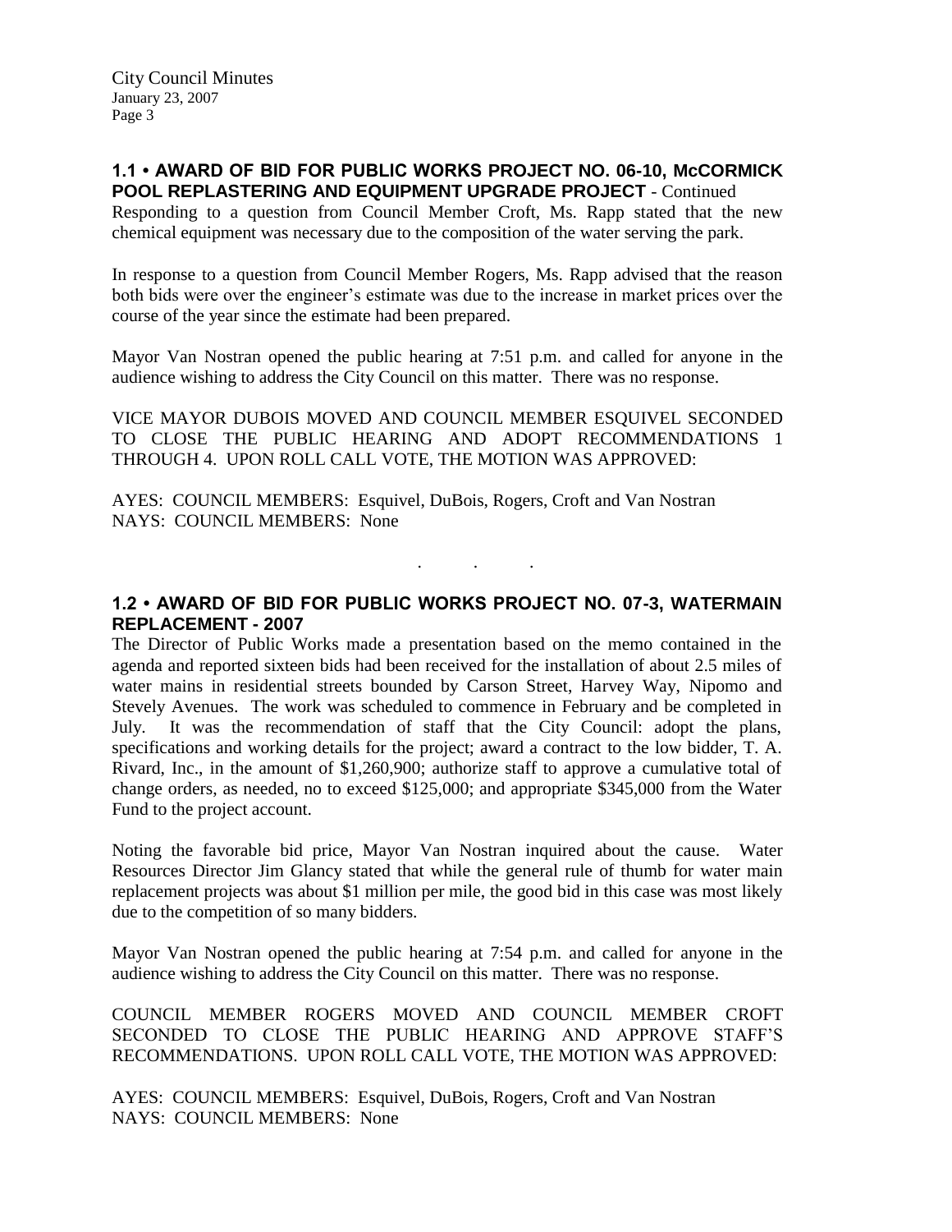### 1.1 • AWARD OF BID FOR PUBLIC WORKS PROJECT NO. 06-10, McCORMICK POOL REPLASTERING AND EQUIPMENT UPGRADE PROJECT - Continued

Responding to a question from Council Member Croft, Ms. Rapp stated that the new chemical equipment was necessary due to the composition of the water serving the park.

In response to a question from Council Member Rogers, Ms. Rapp advised that the reason both bids were over the engineer's estimate was due to the increase in market prices over the course of the year since the estimate had been prepared.

Mayor Van Nostran opened the public hearing at 7:51 p.m. and called for anyone in the audience wishing to address the City Council on this matter. There was no response.

VICE MAYOR DUBOIS MOVED AND COUNCIL MEMBER ESQUIVEL SECONDED TO CLOSE THE PUBLIC HEARING AND ADOPT RECOMMENDATIONS 1 THROUGH 4. UPON ROLL CALL VOTE, THE MOTION WAS APPROVED:

AYES: COUNCIL MEMBERS: Esquivel, DuBois, Rogers, Croft and Van Nostran
NAYS: COUNCIL MEMBERS: None

. . .

### 1.2 • AWARD OF BID FOR PUBLIC WORKS PROJECT NO. 07-3, WATERMAIN REPLACEMENT - 2007

The Director of Public Works made a presentation based on the memo contained in the agenda and reported sixteen bids had been received for the installation of about 2.5 miles of water mains in residential streets bounded by Carson Street, Harvey Way, Nipomo and Stevely Avenues. The work was scheduled to commence in February and be completed in July. It was the recommendation of staff that the City Council: adopt the plans, specifications and working details for the project; award a contract to the low bidder, T. A. Rivard, Inc., in the amount of $1,260,900; authorize staff to approve a cumulative total of change orders, as needed, no to exceed $125,000; and appropriate $345,000 from the Water Fund to the project account.

Noting the favorable bid price, Mayor Van Nostran inquired about the cause. Water Resources Director Jim Glancy stated that while the general rule of thumb for water main replacement projects was about $1 million per mile, the good bid in this case was most likely due to the competition of so many bidders.

Mayor Van Nostran opened the public hearing at 7:54 p.m. and called for anyone in the audience wishing to address the City Council on this matter. There was no response.

COUNCIL MEMBER ROGERS MOVED AND COUNCIL MEMBER CROFT SECONDED TO CLOSE THE PUBLIC HEARING AND APPROVE STAFF'S RECOMMENDATIONS. UPON ROLL CALL VOTE, THE MOTION WAS APPROVED:

AYES: COUNCIL MEMBERS: Esquivel, DuBois, Rogers, Croft and Van Nostran
NAYS: COUNCIL MEMBERS: None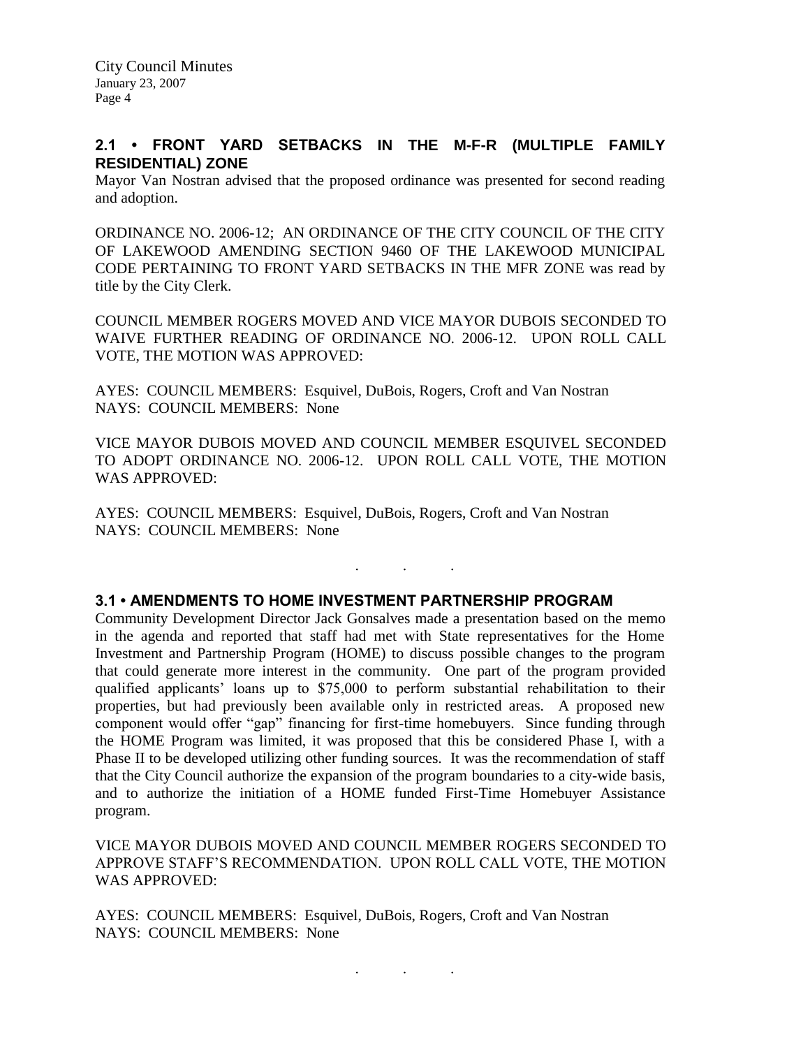## 2.1 • FRONT YARD SETBACKS IN THE M-F-R (MULTIPLE FAMILY RESIDENTIAL) ZONE

Mayor Van Nostran advised that the proposed ordinance was presented for second reading and adoption.

ORDINANCE NO. 2006-12; AN ORDINANCE OF THE CITY COUNCIL OF THE CITY OF LAKEWOOD AMENDING SECTION 9460 OF THE LAKEWOOD MUNICIPAL CODE PERTAINING TO FRONT YARD SETBACKS IN THE MFR ZONE was read by title by the City Clerk.

COUNCIL MEMBER ROGERS MOVED AND VICE MAYOR DUBOIS SECONDED TO WAIVE FURTHER READING OF ORDINANCE NO. 2006-12. UPON ROLL CALL VOTE, THE MOTION WAS APPROVED:

AYES: COUNCIL MEMBERS: Esquivel, DuBois, Rogers, Croft and Van Nostran
NAYS: COUNCIL MEMBERS: None

VICE MAYOR DUBOIS MOVED AND COUNCIL MEMBER ESQUIVEL SECONDED TO ADOPT ORDINANCE NO. 2006-12. UPON ROLL CALL VOTE, THE MOTION WAS APPROVED:

AYES: COUNCIL MEMBERS: Esquivel, DuBois, Rogers, Croft and Van Nostran
NAYS: COUNCIL MEMBERS: None

. . .

## 3.1 • AMENDMENTS TO HOME INVESTMENT PARTNERSHIP PROGRAM

Community Development Director Jack Gonsalves made a presentation based on the memo in the agenda and reported that staff had met with State representatives for the Home Investment and Partnership Program (HOME) to discuss possible changes to the program that could generate more interest in the community. One part of the program provided qualified applicants' loans up to $75,000 to perform substantial rehabilitation to their properties, but had previously been available only in restricted areas. A proposed new component would offer "gap" financing for first-time homebuyers. Since funding through the HOME Program was limited, it was proposed that this be considered Phase I, with a Phase II to be developed utilizing other funding sources. It was the recommendation of staff that the City Council authorize the expansion of the program boundaries to a city-wide basis, and to authorize the initiation of a HOME funded First-Time Homebuyer Assistance program.

VICE MAYOR DUBOIS MOVED AND COUNCIL MEMBER ROGERS SECONDED TO APPROVE STAFF'S RECOMMENDATION. UPON ROLL CALL VOTE, THE MOTION WAS APPROVED:

AYES: COUNCIL MEMBERS: Esquivel, DuBois, Rogers, Croft and Van Nostran
NAYS: COUNCIL MEMBERS: None

. . .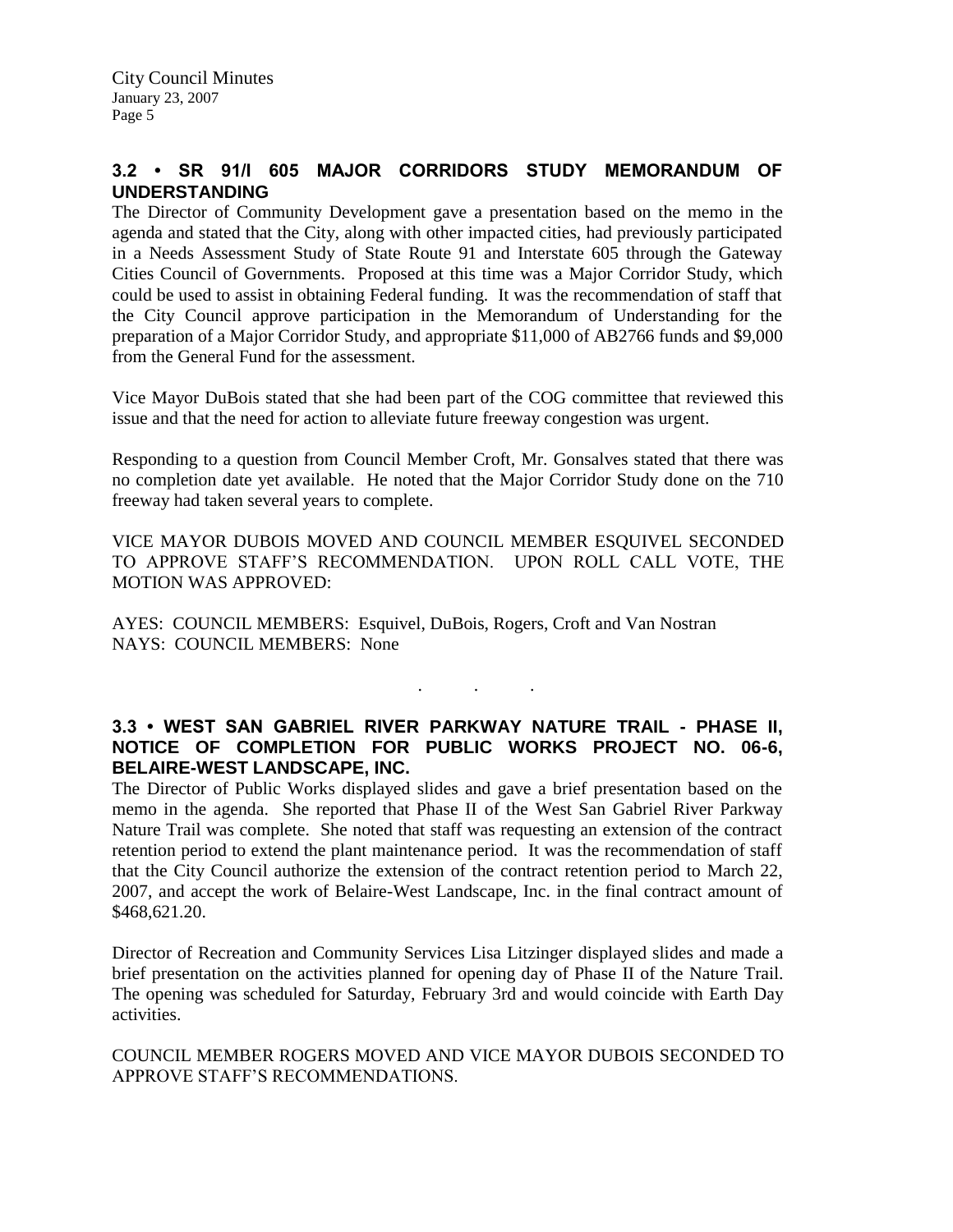### 3.2 • SR 91/I 605 MAJOR CORRIDORS STUDY MEMORANDUM OF UNDERSTANDING

The Director of Community Development gave a presentation based on the memo in the agenda and stated that the City, along with other impacted cities, had previously participated in a Needs Assessment Study of State Route 91 and Interstate 605 through the Gateway Cities Council of Governments. Proposed at this time was a Major Corridor Study, which could be used to assist in obtaining Federal funding. It was the recommendation of staff that the City Council approve participation in the Memorandum of Understanding for the preparation of a Major Corridor Study, and appropriate $11,000 of AB2766 funds and $9,000 from the General Fund for the assessment.

Vice Mayor DuBois stated that she had been part of the COG committee that reviewed this issue and that the need for action to alleviate future freeway congestion was urgent.

Responding to a question from Council Member Croft, Mr. Gonsalves stated that there was no completion date yet available. He noted that the Major Corridor Study done on the 710 freeway had taken several years to complete.

VICE MAYOR DUBOIS MOVED AND COUNCIL MEMBER ESQUIVEL SECONDED TO APPROVE STAFF'S RECOMMENDATION. UPON ROLL CALL VOTE, THE MOTION WAS APPROVED:

AYES: COUNCIL MEMBERS: Esquivel, DuBois, Rogers, Croft and Van Nostran
NAYS: COUNCIL MEMBERS: None

. . .

### 3.3 • WEST SAN GABRIEL RIVER PARKWAY NATURE TRAIL - PHASE II, NOTICE OF COMPLETION FOR PUBLIC WORKS PROJECT NO. 06-6, BELAIRE-WEST LANDSCAPE, INC.

The Director of Public Works displayed slides and gave a brief presentation based on the memo in the agenda. She reported that Phase II of the West San Gabriel River Parkway Nature Trail was complete. She noted that staff was requesting an extension of the contract retention period to extend the plant maintenance period. It was the recommendation of staff that the City Council authorize the extension of the contract retention period to March 22, 2007, and accept the work of Belaire-West Landscape, Inc. in the final contract amount of $468,621.20.

Director of Recreation and Community Services Lisa Litzinger displayed slides and made a brief presentation on the activities planned for opening day of Phase II of the Nature Trail. The opening was scheduled for Saturday, February 3rd and would coincide with Earth Day activities.

COUNCIL MEMBER ROGERS MOVED AND VICE MAYOR DUBOIS SECONDED TO APPROVE STAFF'S RECOMMENDATIONS.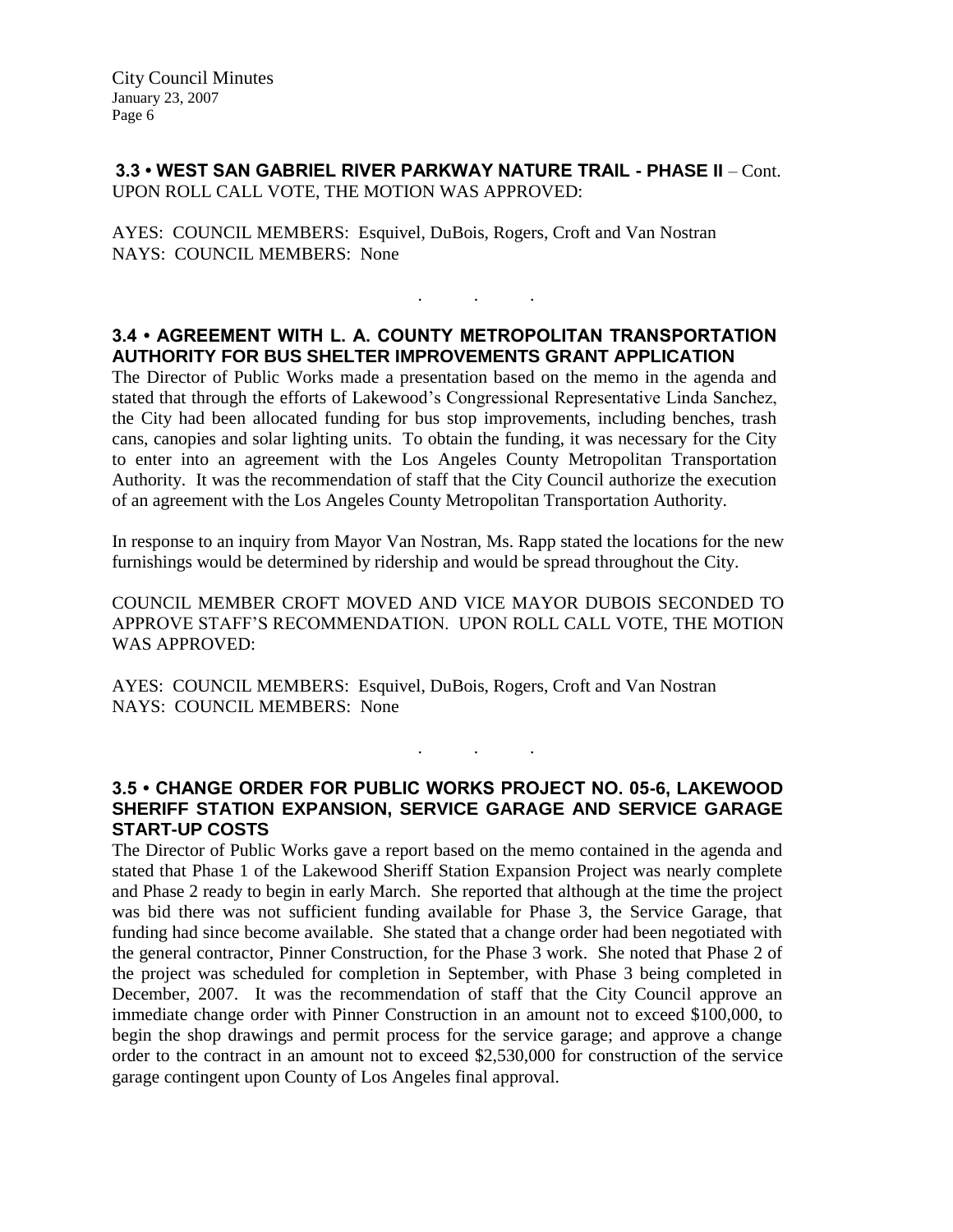**3.3 • WEST SAN GABRIEL RIVER PARKWAY NATURE TRAIL - PHASE II** – Cont.
UPON ROLL CALL VOTE, THE MOTION WAS APPROVED:

AYES: COUNCIL MEMBERS: Esquivel, DuBois, Rogers, Croft and Van Nostran
NAYS: COUNCIL MEMBERS: None

. . .

**3.4 • AGREEMENT WITH L. A. COUNTY METROPOLITAN TRANSPORTATION AUTHORITY FOR BUS SHELTER IMPROVEMENTS GRANT APPLICATION**

The Director of Public Works made a presentation based on the memo in the agenda and stated that through the efforts of Lakewood's Congressional Representative Linda Sanchez, the City had been allocated funding for bus stop improvements, including benches, trash cans, canopies and solar lighting units. To obtain the funding, it was necessary for the City to enter into an agreement with the Los Angeles County Metropolitan Transportation Authority. It was the recommendation of staff that the City Council authorize the execution of an agreement with the Los Angeles County Metropolitan Transportation Authority.

In response to an inquiry from Mayor Van Nostran, Ms. Rapp stated the locations for the new furnishings would be determined by ridership and would be spread throughout the City.

COUNCIL MEMBER CROFT MOVED AND VICE MAYOR DUBOIS SECONDED TO APPROVE STAFF'S RECOMMENDATION. UPON ROLL CALL VOTE, THE MOTION WAS APPROVED:

AYES: COUNCIL MEMBERS: Esquivel, DuBois, Rogers, Croft and Van Nostran
NAYS: COUNCIL MEMBERS: None

. . .

**3.5 • CHANGE ORDER FOR PUBLIC WORKS PROJECT NO. 05-6, LAKEWOOD SHERIFF STATION EXPANSION, SERVICE GARAGE AND SERVICE GARAGE START-UP COSTS**

The Director of Public Works gave a report based on the memo contained in the agenda and stated that Phase 1 of the Lakewood Sheriff Station Expansion Project was nearly complete and Phase 2 ready to begin in early March. She reported that although at the time the project was bid there was not sufficient funding available for Phase 3, the Service Garage, that funding had since become available. She stated that a change order had been negotiated with the general contractor, Pinner Construction, for the Phase 3 work. She noted that Phase 2 of the project was scheduled for completion in September, with Phase 3 being completed in December, 2007. It was the recommendation of staff that the City Council approve an immediate change order with Pinner Construction in an amount not to exceed $100,000, to begin the shop drawings and permit process for the service garage; and approve a change order to the contract in an amount not to exceed $2,530,000 for construction of the service garage contingent upon County of Los Angeles final approval.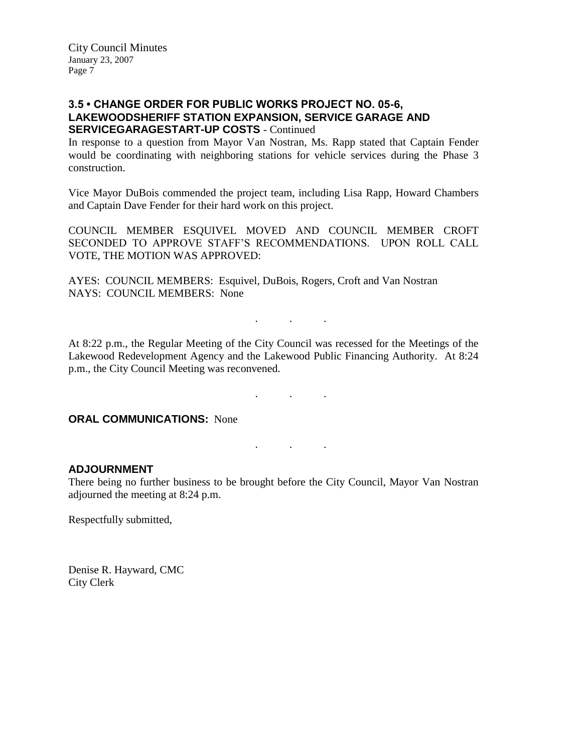### 3.5 • CHANGE ORDER FOR PUBLIC WORKS PROJECT NO. 05-6, LAKEWOODSHERIFF STATION EXPANSION, SERVICE GARAGE AND SERVICEGARAGESTART-UP COSTS - Continued

In response to a question from Mayor Van Nostran, Ms. Rapp stated that Captain Fender would be coordinating with neighboring stations for vehicle services during the Phase 3 construction.

Vice Mayor DuBois commended the project team, including Lisa Rapp, Howard Chambers and Captain Dave Fender for their hard work on this project.

COUNCIL MEMBER ESQUIVEL MOVED AND COUNCIL MEMBER CROFT SECONDED TO APPROVE STAFF'S RECOMMENDATIONS. UPON ROLL CALL VOTE, THE MOTION WAS APPROVED:

AYES: COUNCIL MEMBERS: Esquivel, DuBois, Rogers, Croft and Van Nostran
NAYS: COUNCIL MEMBERS: None

. . .

At 8:22 p.m., the Regular Meeting of the City Council was recessed for the Meetings of the Lakewood Redevelopment Agency and the Lakewood Public Financing Authority. At 8:24 p.m., the City Council Meeting was reconvened.

. . .

**ORAL COMMUNICATIONS:** None

. . .

### ADJOURNMENT

There being no further business to be brought before the City Council, Mayor Van Nostran adjourned the meeting at 8:24 p.m.

Respectfully submitted,

Denise R. Hayward, CMC
City Clerk